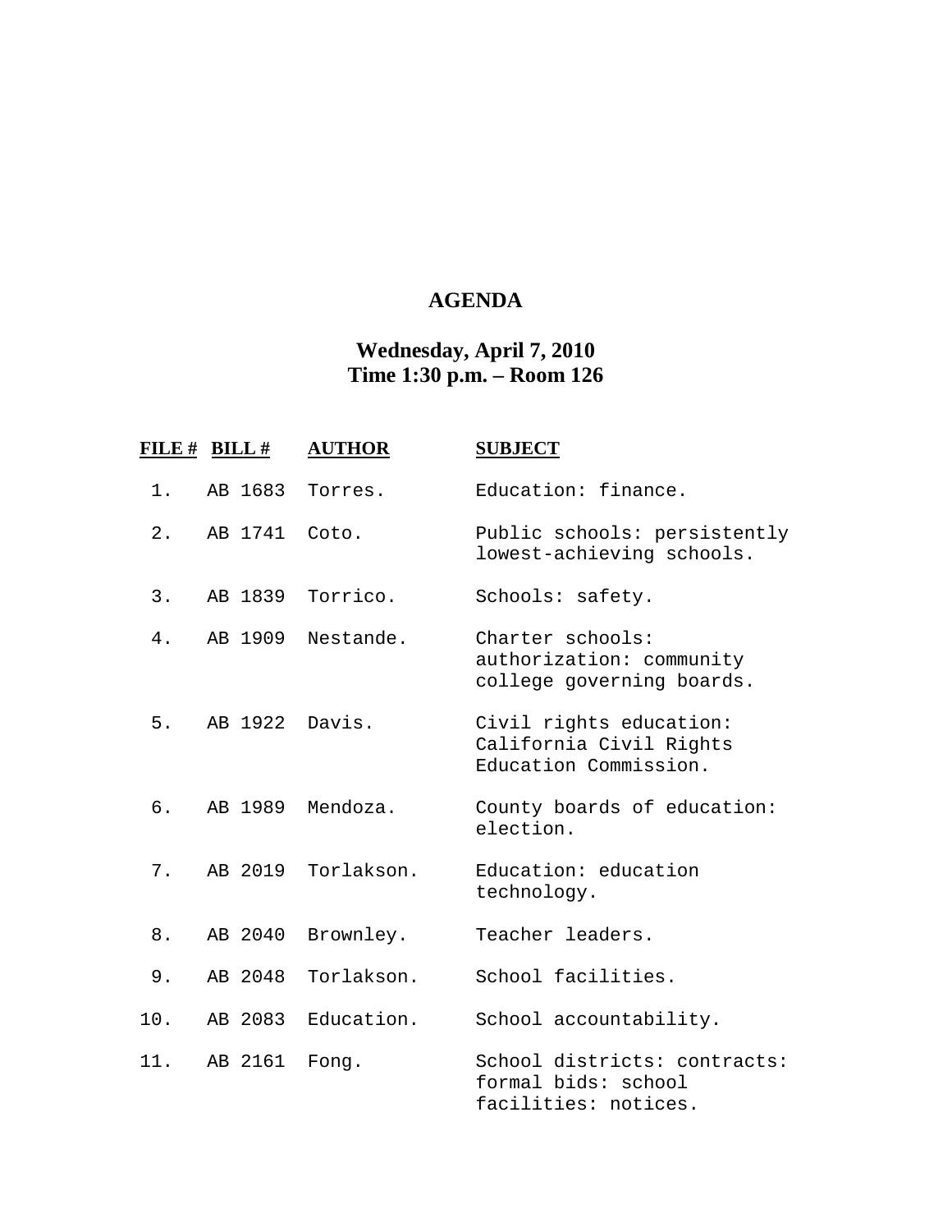# AGENDA

## Wednesday, April 7, 2010
## Time 1:30 p.m. – Room 126

| FILE # | BILL # | AUTHOR | SUBJECT |
|---|---|---|---|
| 1. | AB 1683 | Torres. | Education: finance. |
| 2. | AB 1741 | Coto. | Public schools: persistently lowest-achieving schools. |
| 3. | AB 1839 | Torrico. | Schools: safety. |
| 4. | AB 1909 | Nestande. | Charter schools: authorization: community college governing boards. |
| 5. | AB 1922 | Davis. | Civil rights education: California Civil Rights Education Commission. |
| 6. | AB 1989 | Mendoza. | County boards of education: election. |
| 7. | AB 2019 | Torlakson. | Education: education technology. |
| 8. | AB 2040 | Brownley. | Teacher leaders. |
| 9. | AB 2048 | Torlakson. | School facilities. |
| 10. | AB 2083 | Education. | School accountability. |
| 11. | AB 2161 | Fong. | School districts: contracts: formal bids: school facilities: notices. |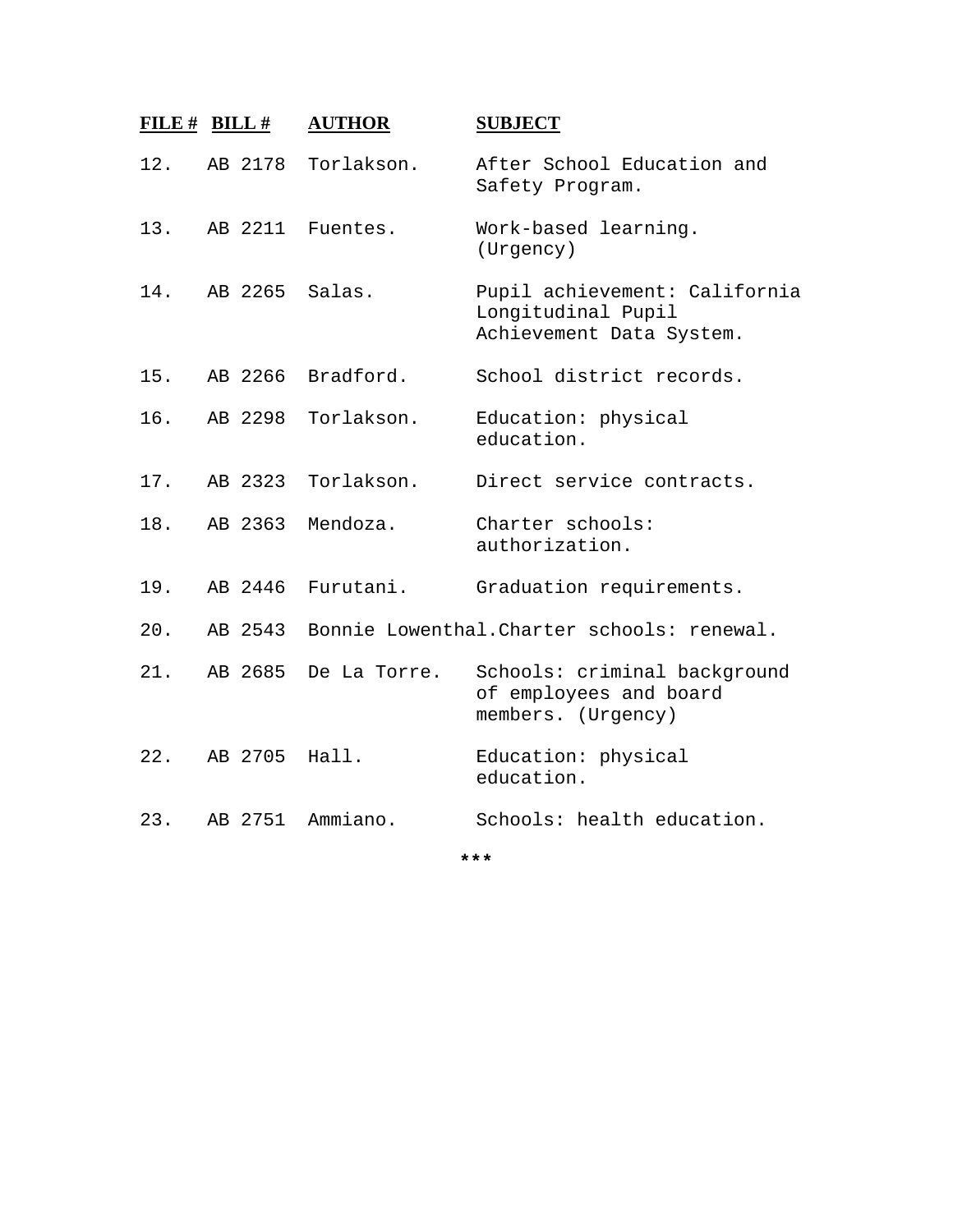| FILE # | BILL # | AUTHOR | SUBJECT |
| --- | --- | --- | --- |
| 12. | AB 2178 | Torlakson. | After School Education and Safety Program. |
| 13. | AB 2211 | Fuentes. | Work-based learning. (Urgency) |
| 14. | AB 2265 | Salas. | Pupil achievement: California Longitudinal Pupil Achievement Data System. |
| 15. | AB 2266 | Bradford. | School district records. |
| 16. | AB 2298 | Torlakson. | Education: physical education. |
| 17. | AB 2323 | Torlakson. | Direct service contracts. |
| 18. | AB 2363 | Mendoza. | Charter schools: authorization. |
| 19. | AB 2446 | Furutani. | Graduation requirements. |
| 20. | AB 2543 | Bonnie Lowenthal. | Charter schools: renewal. |
| 21. | AB 2685 | De La Torre. | Schools: criminal background of employees and board members. (Urgency) |
| 22. | AB 2705 | Hall. | Education: physical education. |
| 23. | AB 2751 | Ammiano. | Schools: health education. |

***